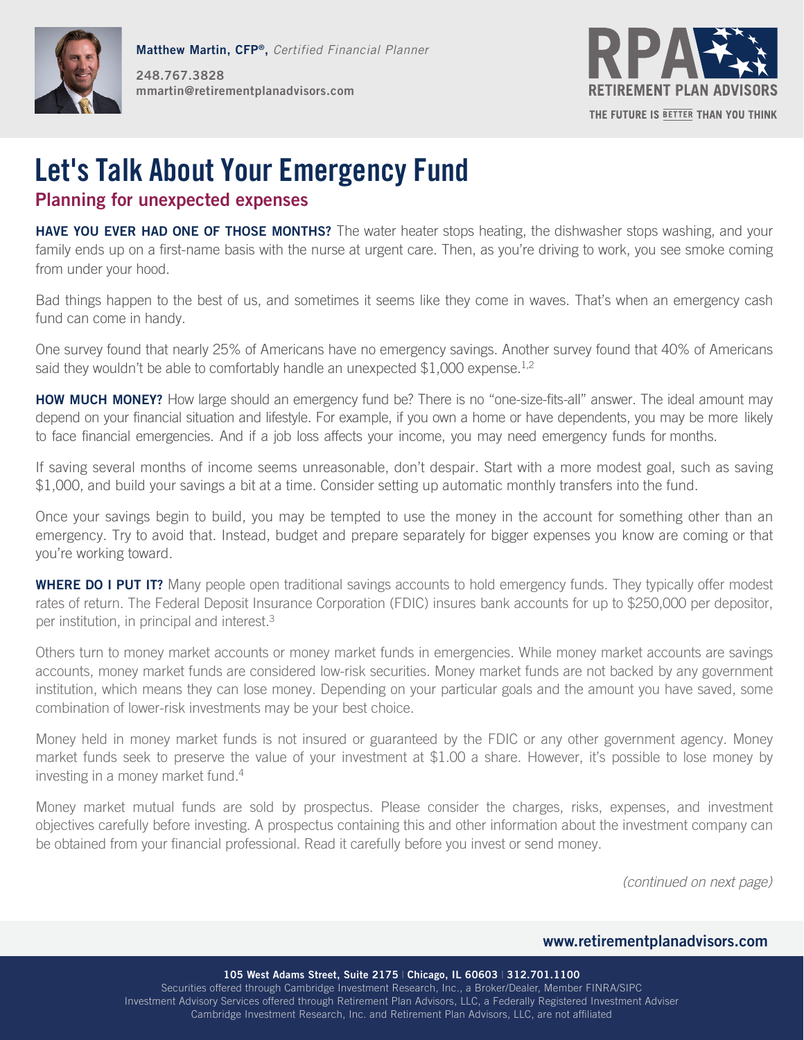Matthew Martin, CFP®, *Certified Financial Planner*

248.767.3828
mmartin@retirementplanadvisors.com

RPA RETIREMENT PLAN ADVISORS

THE FUTURE IS BETTER THAN YOU THINK

# Let's Talk About Your Emergency Fund

## Planning for unexpected expenses

**HAVE YOU EVER HAD ONE OF THOSE MONTHS?** The water heater stops heating, the dishwasher stops washing, and your family ends up on a first-name basis with the nurse at urgent care. Then, as you're driving to work, you see smoke coming from under your hood.

Bad things happen to the best of us, and sometimes it seems like they come in waves. That's when an emergency cash fund can come in handy.

One survey found that nearly 25% of Americans have no emergency savings. Another survey found that 40% of Americans said they wouldn't be able to comfortably handle an unexpected $1,000 expense.[1,2]

**HOW MUCH MONEY?** How large should an emergency fund be? There is no "one-size-fits-all" answer. The ideal amount may depend on your financial situation and lifestyle. For example, if you own a home or have dependents, you may be more likely to face financial emergencies. And if a job loss affects your income, you may need emergency funds for months.

If saving several months of income seems unreasonable, don't despair. Start with a more modest goal, such as saving $1,000, and build your savings a bit at a time. Consider setting up automatic monthly transfers into the fund.

Once your savings begin to build, you may be tempted to use the money in the account for something other than an emergency. Try to avoid that. Instead, budget and prepare separately for bigger expenses you know are coming or that you're working toward.

**WHERE DO I PUT IT?** Many people open traditional savings accounts to hold emergency funds. They typically offer modest rates of return. The Federal Deposit Insurance Corporation (FDIC) insures bank accounts for up to $250,000 per depositor, per institution, in principal and interest.[3]

Others turn to money market accounts or money market funds in emergencies. While money market accounts are savings accounts, money market funds are considered low-risk securities. Money market funds are not backed by any government institution, which means they can lose money. Depending on your particular goals and the amount you have saved, some combination of lower-risk investments may be your best choice.

Money held in money market funds is not insured or guaranteed by the FDIC or any other government agency. Money market funds seek to preserve the value of your investment at $1.00 a share. However, it's possible to lose money by investing in a money market fund.[4]

Money market mutual funds are sold by prospectus. Please consider the charges, risks, expenses, and investment objectives carefully before investing. A prospectus containing this and other information about the investment company can be obtained from your financial professional. Read it carefully before you invest or send money.

*(continued on next page)*

www.retirementplanadvisors.com

**105 West Adams Street, Suite 2175 | Chicago, IL 60603 | 312.701.1100**
Securities offered through Cambridge Investment Research, Inc., a Broker/Dealer, Member FINRA/SIPC
Investment Advisory Services offered through Retirement Plan Advisors, LLC, a Federally Registered Investment Adviser
Cambridge Investment Research, Inc. and Retirement Plan Advisors, LLC, are not affiliated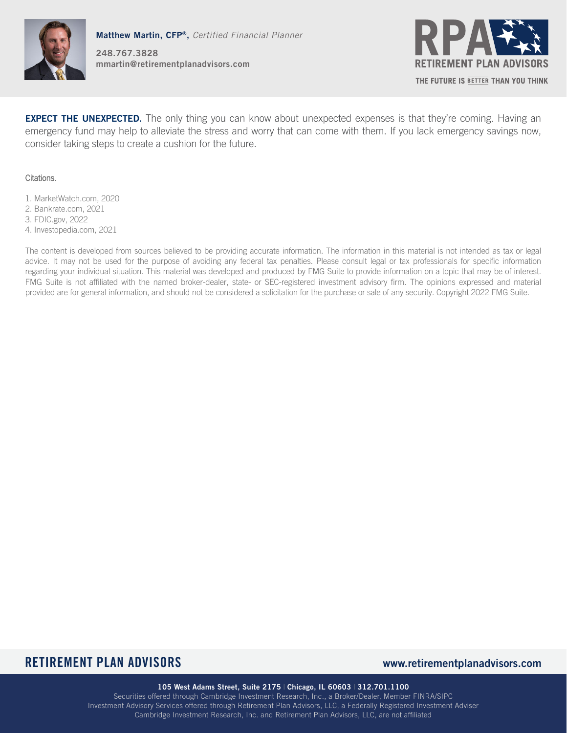**EXPECT THE UNEXPECTED.** The only thing you can know about unexpected expenses is that they're coming. Having an emergency fund may help to alleviate the stress and worry that can come with them. If you lack emergency savings now, consider taking steps to create a cushion for the future.

Citations.

1. MarketWatch.com, 2020
2. Bankrate.com, 2021
3. FDIC.gov, 2022
4. Investopedia.com, 2021

The content is developed from sources believed to be providing accurate information. The information in this material is not intended as tax or legal advice. It may not be used for the purpose of avoiding any federal tax penalties. Please consult legal or tax professionals for specific information regarding your individual situation. This material was developed and produced by FMG Suite to provide information on a topic that may be of interest. FMG Suite is not affiliated with the named broker-dealer, state- or SEC-registered investment advisory firm. The opinions expressed and material provided are for general information, and should not be considered a solicitation for the purchase or sale of any security. Copyright 2022 FMG Suite.